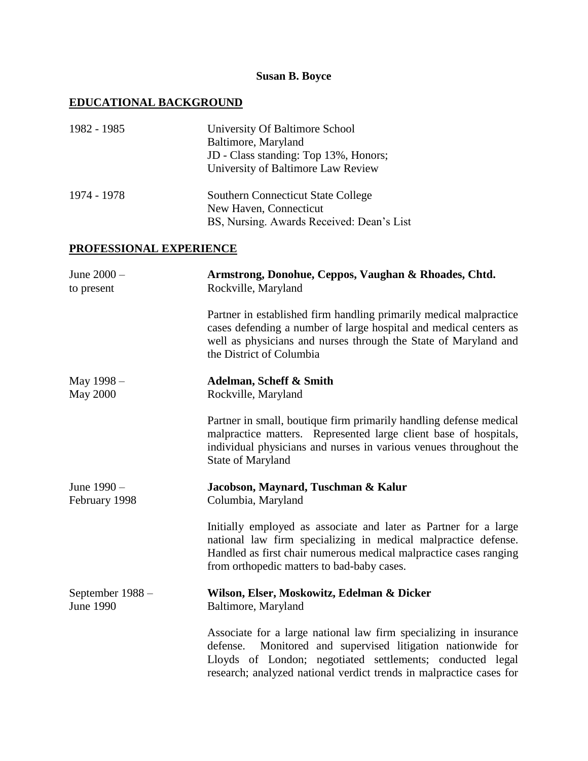**Susan B. Boyce**

## EDUCATIONAL BACKGROUND

1982 - 1985
University Of Baltimore School
Baltimore, Maryland
JD - Class standing: Top 13%, Honors;
University of Baltimore Law Review

1974 - 1978
Southern Connecticut State College
New Haven, Connecticut
BS, Nursing. Awards Received: Dean's List

## PROFESSIONAL EXPERIENCE

June 2000 – to present
**Armstrong, Donohue, Ceppos, Vaughan & Rhoades, Chtd.**
Rockville, Maryland

Partner in established firm handling primarily medical malpractice cases defending a number of large hospital and medical centers as well as physicians and nurses through the State of Maryland and the District of Columbia

May 1998 – May 2000
**Adelman, Scheff & Smith**
Rockville, Maryland

Partner in small, boutique firm primarily handling defense medical malpractice matters. Represented large client base of hospitals, individual physicians and nurses in various venues throughout the State of Maryland

June 1990 – February 1998
**Jacobson, Maynard, Tuschman & Kalur**
Columbia, Maryland

Initially employed as associate and later as Partner for a large national law firm specializing in medical malpractice defense. Handled as first chair numerous medical malpractice cases ranging from orthopedic matters to bad-baby cases.

September 1988 – June 1990
**Wilson, Elser, Moskowitz, Edelman & Dicker**
Baltimore, Maryland

Associate for a large national law firm specializing in insurance defense. Monitored and supervised litigation nationwide for Lloyds of London; negotiated settlements; conducted legal research; analyzed national verdict trends in malpractice cases for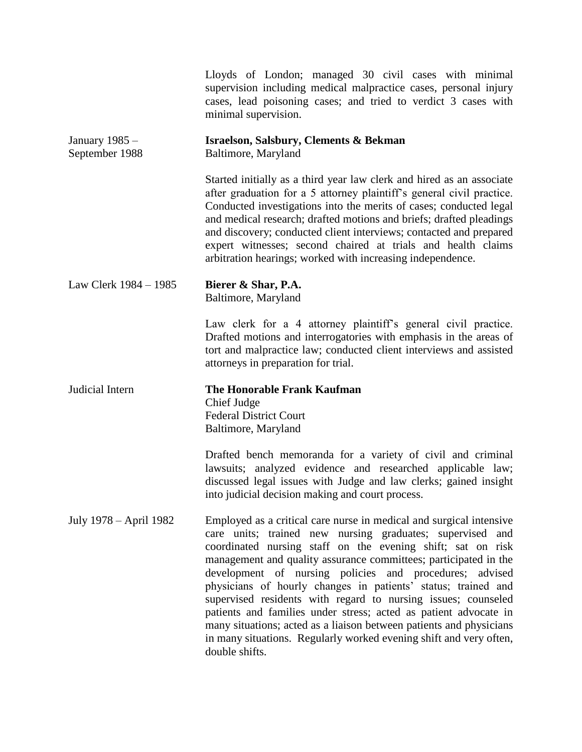Lloyds of London; managed 30 civil cases with minimal supervision including medical malpractice cases, personal injury cases, lead poisoning cases; and tried to verdict 3 cases with minimal supervision.

January 1985 – September 1988

**Israelson, Salsbury, Clements & Bekman**
Baltimore, Maryland

Started initially as a third year law clerk and hired as an associate after graduation for a 5 attorney plaintiff's general civil practice. Conducted investigations into the merits of cases; conducted legal and medical research; drafted motions and briefs; drafted pleadings and discovery; conducted client interviews; contacted and prepared expert witnesses; second chaired at trials and health claims arbitration hearings; worked with increasing independence.

Law Clerk 1984 – 1985

**Bierer & Shar, P.A.**
Baltimore, Maryland

Law clerk for a 4 attorney plaintiff's general civil practice. Drafted motions and interrogatories with emphasis in the areas of tort and malpractice law; conducted client interviews and assisted attorneys in preparation for trial.

Judicial Intern

**The Honorable Frank Kaufman**
Chief Judge
Federal District Court
Baltimore, Maryland

Drafted bench memoranda for a variety of civil and criminal lawsuits; analyzed evidence and researched applicable law; discussed legal issues with Judge and law clerks; gained insight into judicial decision making and court process.

July 1978 – April 1982

Employed as a critical care nurse in medical and surgical intensive care units; trained new nursing graduates; supervised and coordinated nursing staff on the evening shift; sat on risk management and quality assurance committees; participated in the development of nursing policies and procedures; advised physicians of hourly changes in patients' status; trained and supervised residents with regard to nursing issues; counseled patients and families under stress; acted as patient advocate in many situations; acted as a liaison between patients and physicians in many situations. Regularly worked evening shift and very often, double shifts.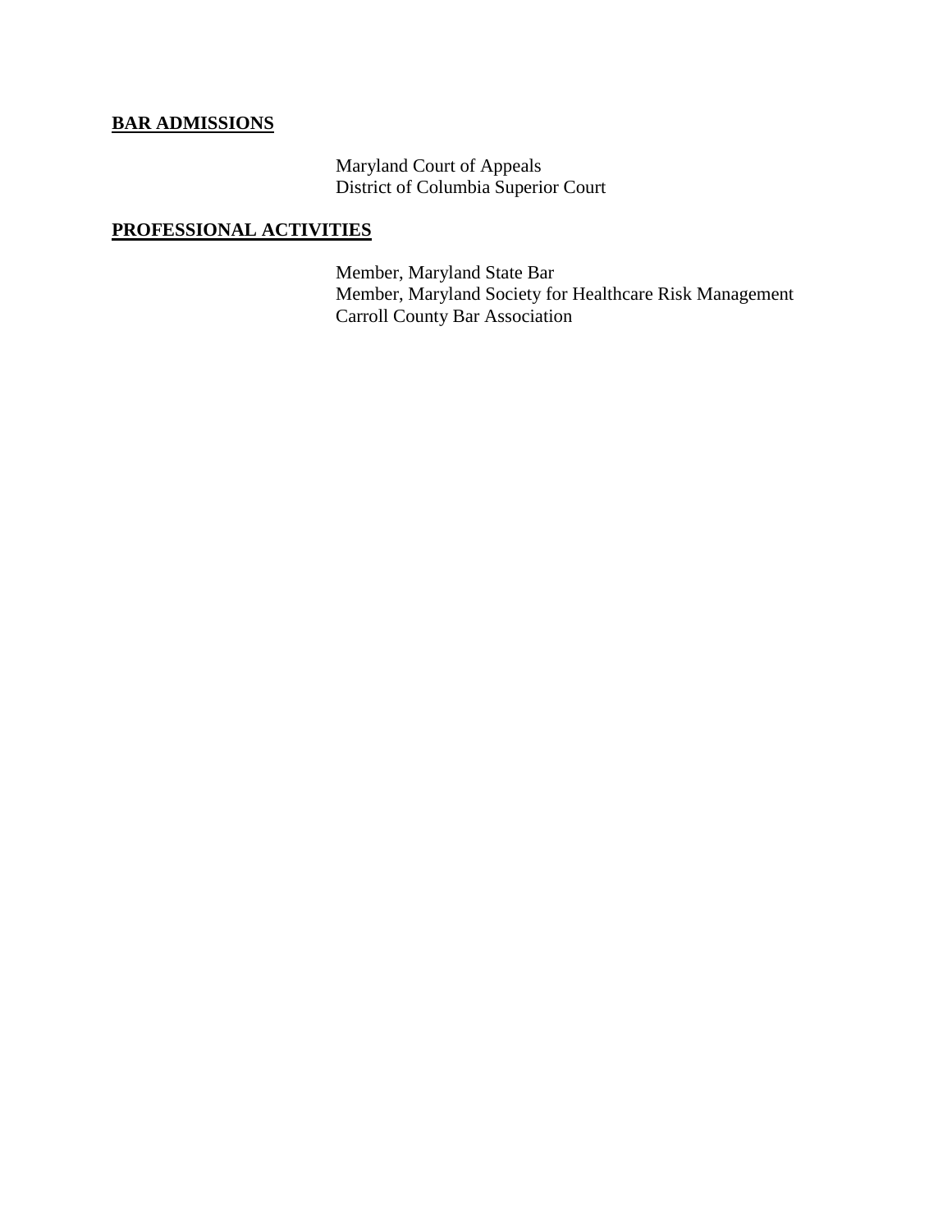**BAR ADMISSIONS**

Maryland Court of Appeals
District of Columbia Superior Court

**PROFESSIONAL ACTIVITIES**

Member, Maryland State Bar
Member, Maryland Society for Healthcare Risk Management
Carroll County Bar Association